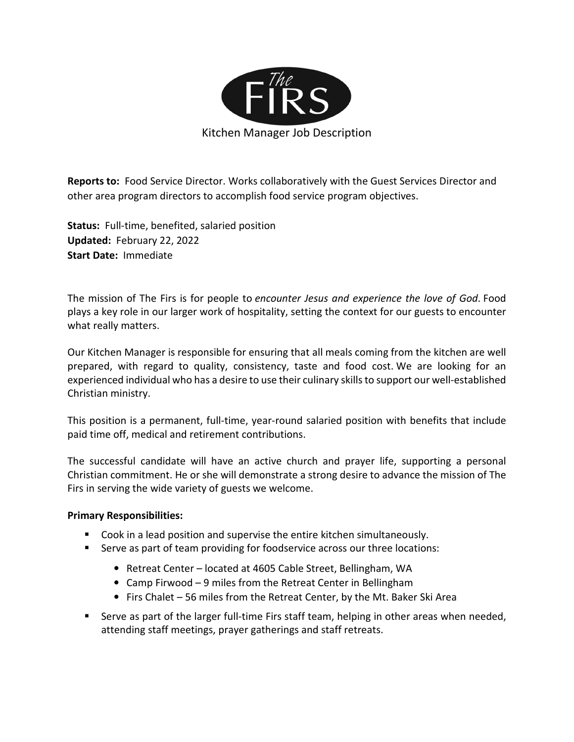# The FIRS

## Kitchen Manager Job Description

**Reports to:** Food Service Director. Works collaboratively with the Guest Services Director and other area program directors to accomplish food service program objectives.

**Status:** Full-time, benefited, salaried position
**Updated:** February 22, 2022
**Start Date:** Immediate

The mission of The Firs is for people to *encounter Jesus and experience the love of God*. Food plays a key role in our larger work of hospitality, setting the context for our guests to encounter what really matters.

Our Kitchen Manager is responsible for ensuring that all meals coming from the kitchen are well prepared, with regard to quality, consistency, taste and food cost. We are looking for an experienced individual who has a desire to use their culinary skills to support our well-established Christian ministry.

This position is a permanent, full-time, year-round salaried position with benefits that include paid time off, medical and retirement contributions.

The successful candidate will have an active church and prayer life, supporting a personal Christian commitment. He or she will demonstrate a strong desire to advance the mission of The Firs in serving the wide variety of guests we welcome.

**Primary Responsibilities:**

- Cook in a lead position and supervise the entire kitchen simultaneously.
- Serve as part of team providing for foodservice across our three locations:
  - Retreat Center – located at 4605 Cable Street, Bellingham, WA
  - Camp Firwood – 9 miles from the Retreat Center in Bellingham
  - Firs Chalet – 56 miles from the Retreat Center, by the Mt. Baker Ski Area
- Serve as part of the larger full-time Firs staff team, helping in other areas when needed, attending staff meetings, prayer gatherings and staff retreats.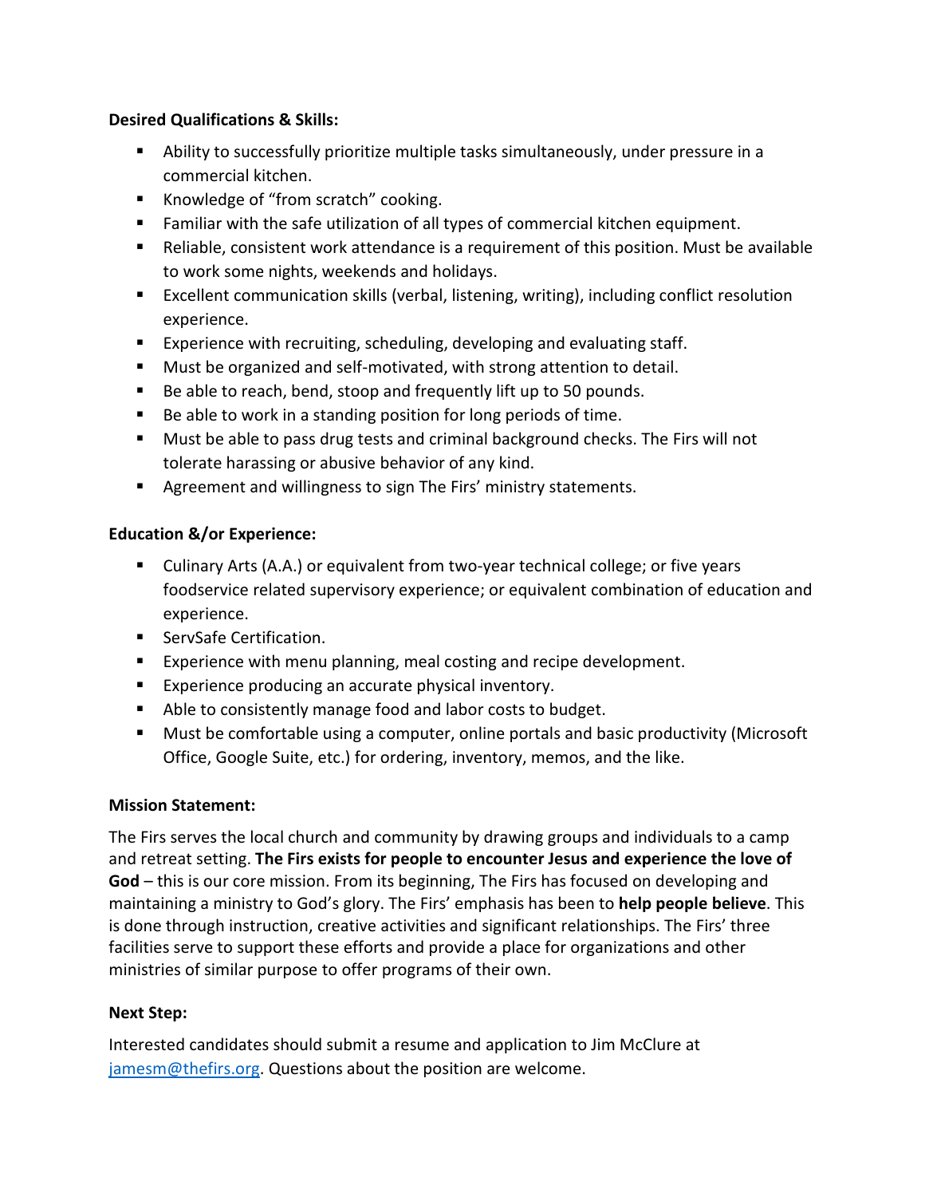**Desired Qualifications & Skills:**

- Ability to successfully prioritize multiple tasks simultaneously, under pressure in a commercial kitchen.
- Knowledge of "from scratch" cooking.
- Familiar with the safe utilization of all types of commercial kitchen equipment.
- Reliable, consistent work attendance is a requirement of this position. Must be available to work some nights, weekends and holidays.
- Excellent communication skills (verbal, listening, writing), including conflict resolution experience.
- Experience with recruiting, scheduling, developing and evaluating staff.
- Must be organized and self-motivated, with strong attention to detail.
- Be able to reach, bend, stoop and frequently lift up to 50 pounds.
- Be able to work in a standing position for long periods of time.
- Must be able to pass drug tests and criminal background checks. The Firs will not tolerate harassing or abusive behavior of any kind.
- Agreement and willingness to sign The Firs' ministry statements.

**Education &/or Experience:**

- Culinary Arts (A.A.) or equivalent from two-year technical college; or five years foodservice related supervisory experience; or equivalent combination of education and experience.
- ServSafe Certification.
- Experience with menu planning, meal costing and recipe development.
- Experience producing an accurate physical inventory.
- Able to consistently manage food and labor costs to budget.
- Must be comfortable using a computer, online portals and basic productivity (Microsoft Office, Google Suite, etc.) for ordering, inventory, memos, and the like.

**Mission Statement:**

The Firs serves the local church and community by drawing groups and individuals to a camp and retreat setting. **The Firs exists for people to encounter Jesus and experience the love of God** – this is our core mission. From its beginning, The Firs has focused on developing and maintaining a ministry to God's glory. The Firs' emphasis has been to **help people believe**. This is done through instruction, creative activities and significant relationships. The Firs' three facilities serve to support these efforts and provide a place for organizations and other ministries of similar purpose to offer programs of their own.

**Next Step:**

Interested candidates should submit a resume and application to Jim McClure at [jamesm@thefirs.org](mailto:jamesm@thefirs.org). Questions about the position are welcome.